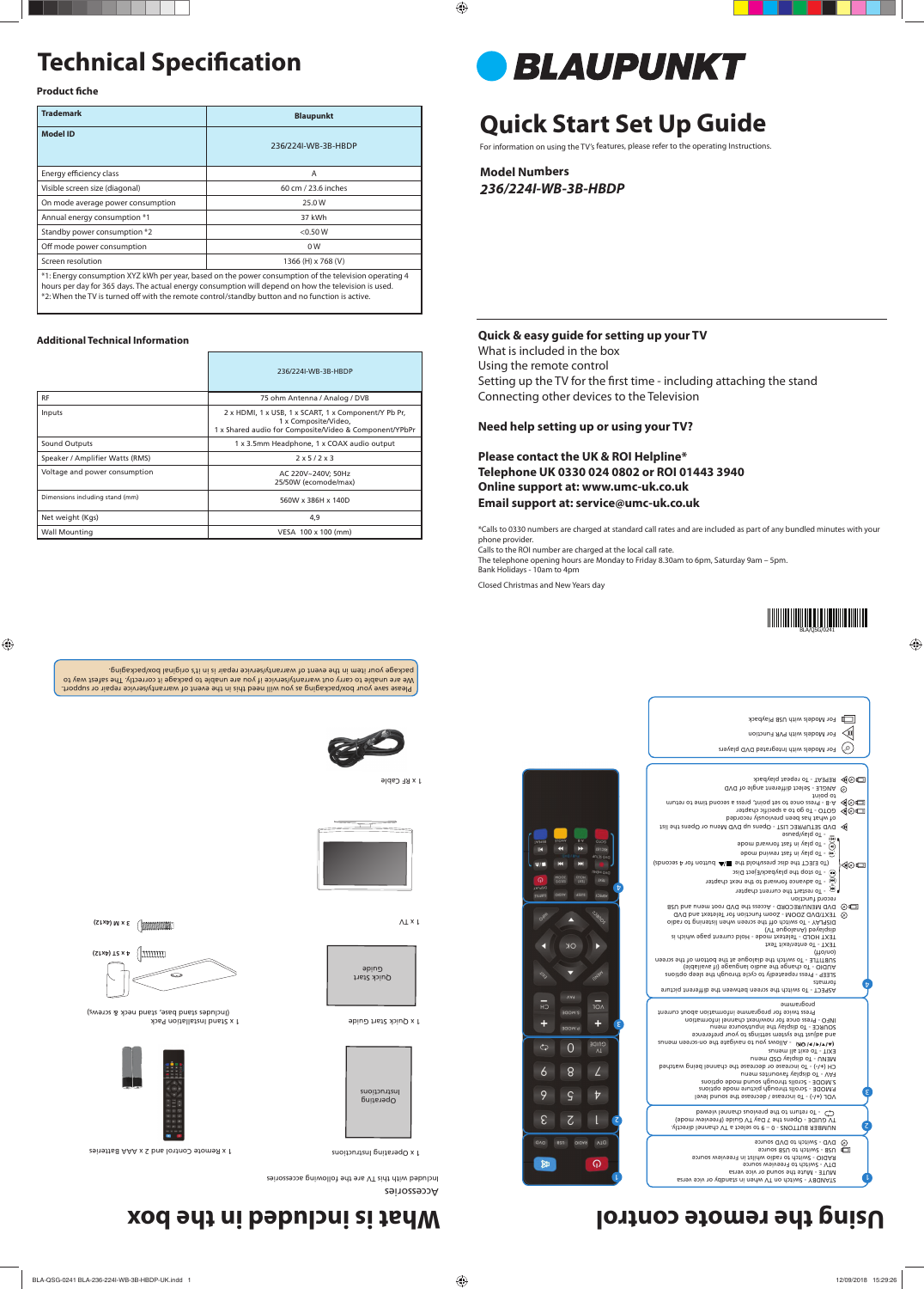# Technical Specification

**Product fiche**

| Trademark | Blaupunkt |
|---|---|
| Model ID | 236/224I-WB-3B-HBDP |
| Energy efficiency class | A |
| Visible screen size (diagonal) | 60 cm / 23.6 inches |
| On mode average power consumption | 25.0 W |
| Annual energy consumption *1 | 37 kWh |
| Standby power consumption *2 | <0.50 W |
| Off mode power consumption | 0 W |
| Screen resolution | 1366 (H) x 768 (V) |

*1: Energy consumption XYZ kWh per year, based on the power consumption of the television operating 4 hours per day for 365 days. The actual energy consumption will depend on how the television is used.
*2: When the TV is turned off with the remote control/standby button and no function is active.

**Additional Technical Information**

| | 236/224I-WB-3B-HBDP |
|---|---|
| RF | 75 ohm Antenna / Analog / DVB |
| Inputs | 2 x HDMI, 1 x USB, 1 x SCART, 1 x Component/Y Pb Pr, 1 x Composite/Video, 1 x Shared audio for Composite/Video & Component/YPbPr |
| Sound Outputs | 1 x 3.5mm Headphone, 1 x COAX audio output |
| Speaker / Amplifier Watts (RMS) | 2 x 5 / 2 x 3 |
| Voltage and power consumption | AC 220V~240V; 50Hz 25/50W (ecomode/max) |
| Dimensions including stand (mm) | 560W x 386H x 140D |
| Net weight (Kgs) | 4,9 |
| Wall Mounting | VESA 100 x 100 (mm) |

# BLAUPUNKT

# Quick Start Set Up Guide

For information on using the TV's features, please refer to the operating Instructions.

**Model Numbers**

***236/224I-WB-3B-HBDP***

**Quick & easy guide for setting up your TV**

What is included in the box

Using the remote control

Setting up the TV for the first time - including attaching the stand

Connecting other devices to the Television

**Need help setting up or using your TV?**

**Please contact the UK & ROI Helpline***
**Telephone UK 0330 024 0802 or ROI 01443 3940**
**Online support at: www.umc-uk.co.uk**
**Email support at: service@umc-uk.co.uk**

*Calls to 0330 numbers are charged at standard call rates and are included as part of any bundled minutes with your phone provider.
Calls to the ROI number are charged at the local call rate.
The telephone opening hours are Monday to Friday 8.30am to 6pm, Saturday 9am – 5pm.
Bank Holidays - 10am to 4pm

Closed Christmas and New Years day

BLA/QSG/0241

# What is included in the box

Accessories

Included with this TV are the following accessories

1 x Operating Instructions

1 x Remote Control and 2 x AAA Batteries

1 x Quick Start Guide

1 x Stand Installation Pack (Includes stand base, stand neck & screws)

4 x ST (4x12)

3 x M (4x12)

1 x TV

1 x RF Cable

Please save your box/packaging as you will need this in the event of warranty/service or support. We are unable to carry out warranty/service if you are unable to package it correctly. The safest way to package your item in the event of warranty/service repair is in it's original box/packaging.

# Using the remote control

1
STANDBY - Switch on TV when in standby or vice versa
MUTE - Mute the sound or vice versa
DTV - Switch to Freeview source
USB - Switch to USB source
DVD - Switch to DVD source

2
NUMBER BUTTONS - 0 – 9 to select a TV channel directly.
TV GUIDE - Opens the 7 Day TV Guide (Freeview mode)
⮌ - To return to the previous channel viewed

3
VOL (+/-) - To increase / decrease the sound level
P.MODE - Scrolls through picture mode options
S.MODE - Scrolls through sound mode options
FAV - To display favourites menu
CH (+/-) - To increase or decrease the channel being watched
MENU - To display OSD menu
EXIT - To exit all menus
(▲/▼/◄/►/ OK) - Allows you to navigate the on-screen menus and adjust the system settings to your preference
SOURCE - To display the input/source menu
INFO - Press once for now/next channel information Press twice for programme information about current programme

4
ASPECT - To switch the screen between the different picture formats
SLEEP - Press repeatedly to cycle through the sleep options
AUDIO - To change the audio language (if available)
SUBTITLE - To switch the dialogue at the bottom of the screen (on/off)
TEXT - To enter/exit Text
TEXT HOLD - Teletext mode - Hold current page which is displayed (Analogue TV)
DISPLAY - To switch off the screen when listening to radio
TEXT/DVD ZOOM - Zoom function for Teletext and DVD
DVD MENU/RECORD - Access the DVD root menu and USB record function
- To restart the current chapter
- To advance forward to the next chapter
- To stop the playback/Eject Disc
(To EJECT the disc press/hold the ■/▲ button for 4 seconds)
- To play in fast rewind mode
- To play in fast forward mode
- To play/pause
DVD SETUP/REC LIST - Opens up DVD Menu or Opens the list of what has been previously recorded
GOTO - To go to a specific chapter
A - B - Press once to set point, press a second time to return to point
ANGLE - Select different angle of DVD
REPEAT - To repeat playback

For Models with integrated DVD players
For Models with PVR Function
For Models with USB Playback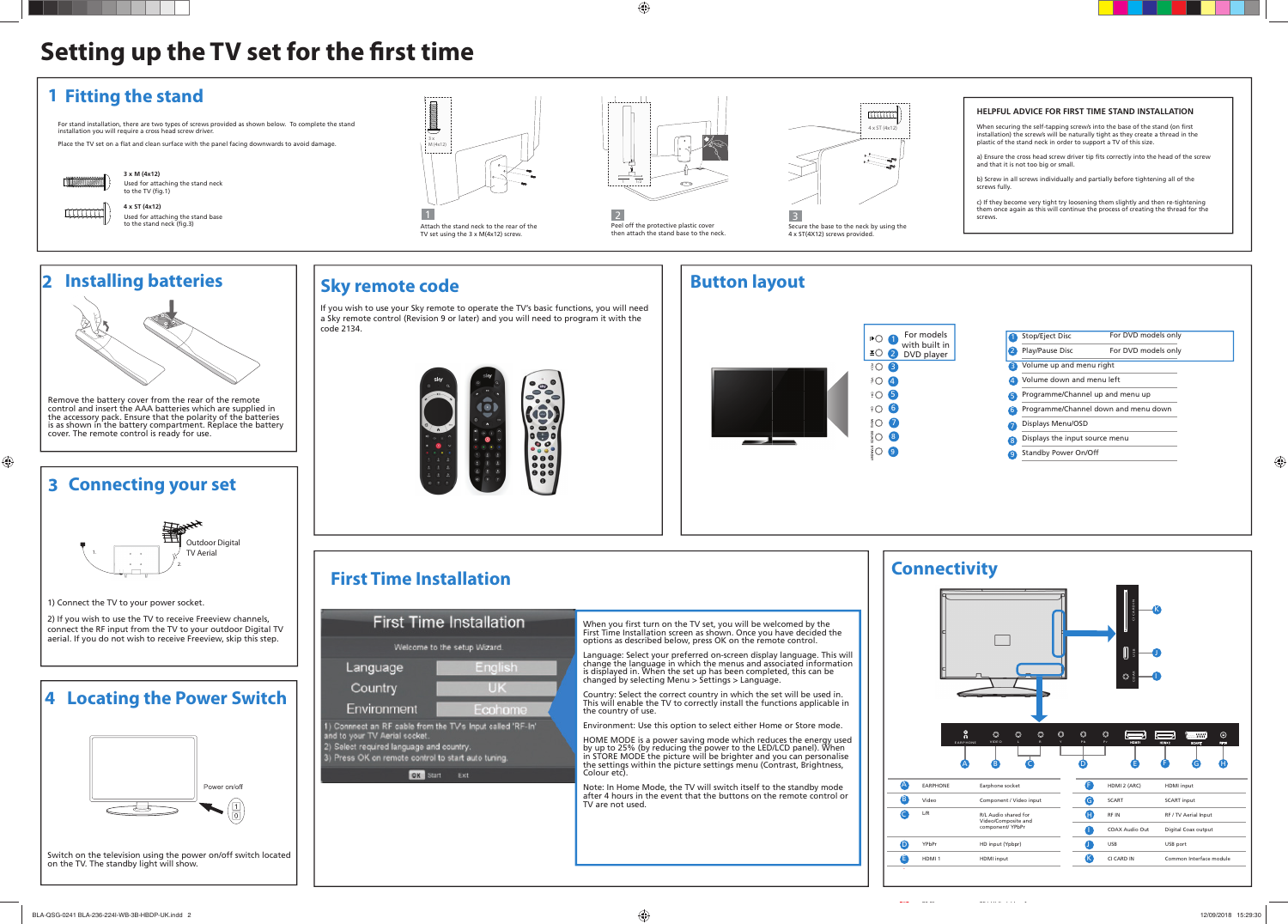# Setting up the TV set for the first time

## 1 Fitting the stand

For stand installation, there are two types of screws provided as shown below. To complete the stand installation you will require a cross head screw driver.

Place the TV set on a flat and clean surface with the panel facing downwards to avoid damage.

3 x M (4x12)
Used for attaching the stand neck to the TV (fig.1)

4 x ST (4x12)
Used for attaching the stand base to the stand neck (fig.3)

3 x M (4x12)

1 Attach the stand neck to the rear of the TV set using the 3 x M(4x12) screw.

2 Peel off the protective plastic cover then attach the stand base to the neck.

4 x ST (4x12)

3 Secure the base to the neck by using the 4 x ST(4X12) screws provided.

**HELPFUL ADVICE FOR FIRST TIME STAND INSTALLATION**

When securing the self-tapping screw/s into the base of the stand (on first installation) the screw/s will be naturally tight as they create a thread in the plastic of the stand neck in order to support a TV of this size.

a) Ensure the cross head screw driver tip fits correctly into the head of the screw and that it is not too big or small.

b) Screw in all screws individually and partially before tightening all of the screws fully.

c) If they become very tight try loosening them slightly and then re-tightening them once again as this will continue the process of creating the thread for the screws.

## 2 Installing batteries

Remove the battery cover from the rear of the remote control and insert the AAA batteries which are supplied in the accessory pack. Ensure that the polarity of the batteries is as shown in the battery compartment. Replace the battery cover. The remote control is ready for use.

## 3 Connecting your set

Outdoor Digital TV Aerial

1) Connect the TV to your power socket.

2) If you wish to use the TV to receive Freeview channels, connect the RF input from the TV to your outdoor Digital TV aerial. If you do not wish to receive Freeview, skip this step.

## 4 Locating the Power Switch

Power on/off

Switch on the television using the power on/off switch located on the TV. The standby light will show.

## Sky remote code

If you wish to use your Sky remote to operate the TV's basic functions, you will need a Sky remote control (Revision 9 or later) and you will need to program it with the code 2134.

## Button layout

For models with built in DVD player

| | | |
|---|---|---|
| 1 | Stop/Eject Disc | For DVD models only |
| 2 | Play/Pause Disc | For DVD models only |
| 3 | Volume up and menu right | |
| 4 | Volume down and menu left | |
| 5 | Programme/Channel up and menu up | |
| 6 | Programme/Channel down and menu down | |
| 7 | Displays Menu/OSD | |
| 8 | Displays the input source menu | |
| 9 | Standby Power On/Off | |

## First Time Installation

First Time Installation
Welcome to the setup Wizard
Language: English
Country: UK
Environment: Ecohome
1) Connect an RF cable from the TV's input called 'RF-In' and to your TV Aerial socket.
2) Select required language and country.
3) Press OK on remote control to start auto tuning.
OK Start Exit

When you first turn on the TV set, you will be welcomed by the First Time Installation screen as shown. Once you have decided the options as described below, press OK on the remote control.

Language: Select your preferred on-screen display language. This will change the language in which the menus and associated information is displayed in. When the set up has been completed, this can be changed by selecting Menu > Settings > Language.

Country: Select the correct country in which the set will be used in. This will enable the TV to correctly install the functions applicable in the country of use.

Environment: Use this option to select either Home or Store mode.

HOME MODE is a power saving mode which reduces the energy used by up to 25% (by reducing the power to the LED/LCD panel). When in STORE MODE the picture will be brighter and you can personalise the settings within the picture settings menu (Contrast, Brightness, Colour etc).

Note: In Home Mode, the TV will switch itself to the standby mode after 4 hours in the event that the buttons on the remote control or TV are not used.

## Connectivity

| | | | | | | | |
|---|---|---|---|---|---|---|---|
| A | EARPHONE | Earphone socket | | F | HDMI 2 (ARC) | HDMI input |
| B | Video | Component / Video input | | G | SCART | SCART input |
| C | L/R | R/L Audio shared for Video/Composite and component/ YPbPr | | H | RF IN | RF / TV Aerial Input |
| | | | | I | COAX Audio Out | Digital Coax output |
| D | YPbPr | HD input (Ypbpr) | | J | USB | USB port |
| E | HDMI 1 | HDMI input | | K | CI CARD IN | Common Interface module |